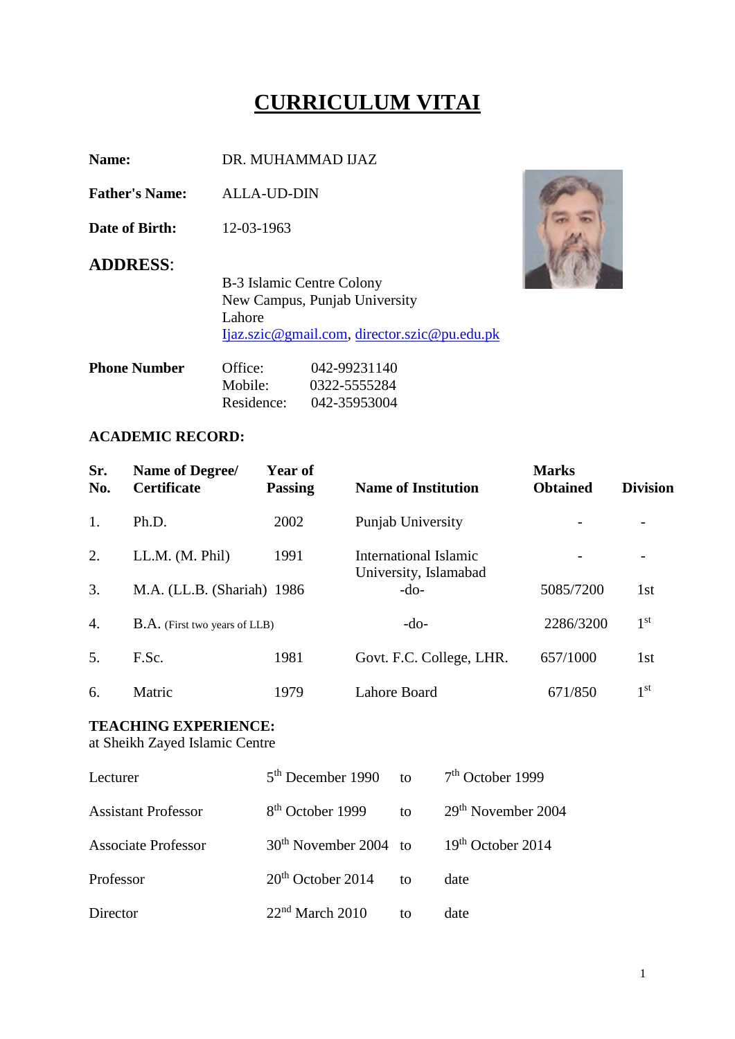# CURRICULUM VITAI

**Name:** DR. MUHAMMAD IJAZ

**Father's Name:** ALLA-UD-DIN

**Date of Birth:** 12-03-1963

## ADDRESS:

B-3 Islamic Centre Colony
New Campus, Punjab University
Lahore
Ijaz.szic@gmail.com, director.szic@pu.edu.pk

**Phone Number**

Office: 042-99231140
Mobile: 0322-5555284
Residence: 042-35953004

**ACADEMIC RECORD:**

| Sr. No. | Name of Degree/ Certificate | Year of Passing | Name of Institution | Marks Obtained | Division |
|---|---|---|---|---|---|
| 1. | Ph.D. | 2002 | Punjab University | - | - |
| 2. | LL.M. (M. Phil) | 1991 | International Islamic University, Islamabad | - | - |
| 3. | M.A. (LL.B. (Shariah) | 1986 | -do- | 5085/7200 | 1st |
| 4. | B.A. (First two years of LLB) | | -do- | 2286/3200 | 1st |
| 5. | F.Sc. | 1981 | Govt. F.C. College, LHR. | 657/1000 | 1st |
| 6. | Matric | 1979 | Lahore Board | 671/850 | 1st |

**TEACHING EXPERIENCE:**
at Sheikh Zayed Islamic Centre

| | | | |
|---|---|---|---|
| Lecturer | 5th December 1990 | to | 7th October 1999 |
| Assistant Professor | 8th October 1999 | to | 29th November 2004 |
| Associate Professor | 30th November 2004 | to | 19th October 2014 |
| Professor | 20th October 2014 | to | date |
| Director | 22nd March 2010 | to | date |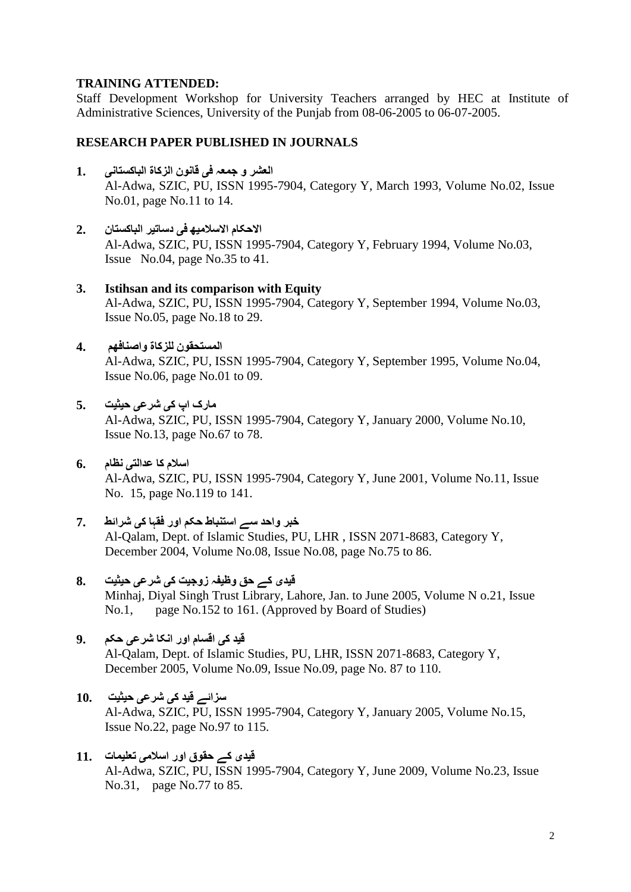**TRAINING ATTENDED:**

Staff Development Workshop for University Teachers arranged by HEC at Institute of Administrative Sciences, University of the Punjab from 08-06-2005 to 06-07-2005.

**RESEARCH PAPER PUBLISHED IN JOURNALS**

1. **العشر و جمعہ فی قانون الزکاۃ الباکستانی**
   Al-Adwa, SZIC, PU, ISSN 1995-7904, Category Y, March 1993, Volume No.02, Issue No.01, page No.11 to 14.

2. **الاحکام الاسلامیه فی دساتیر الباکستان**
   Al-Adwa, SZIC, PU, ISSN 1995-7904, Category Y, February 1994, Volume No.03, Issue No.04, page No.35 to 41.

3. **Istihsan and its comparison with Equity**
   Al-Adwa, SZIC, PU, ISSN 1995-7904, Category Y, September 1994, Volume No.03, Issue No.05, page No.18 to 29.

4. **المستحقون للزکاۃ واصنافهم**
   Al-Adwa, SZIC, PU, ISSN 1995-7904, Category Y, September 1995, Volume No.04, Issue No.06, page No.01 to 09.

5. **مارک اپ کی شرعی حیثیت**
   Al-Adwa, SZIC, PU, ISSN 1995-7904, Category Y, January 2000, Volume No.10, Issue No.13, page No.67 to 78.

6. **اسلام کا عدالتی نظام**
   Al-Adwa, SZIC, PU, ISSN 1995-7904, Category Y, June 2001, Volume No.11, Issue No. 15, page No.119 to 141.

7. **خبر واحد سے استنباط حکم اور فقہا کی شرائط**
   Al-Qalam, Dept. of Islamic Studies, PU, LHR , ISSN 2071-8683, Category Y, December 2004, Volume No.08, Issue No.08, page No.75 to 86.

8. **قیدی کے حق وظیفہ زوجیت کی شرعی حیثیت**
   Minhaj, Diyal Singh Trust Library, Lahore, Jan. to June 2005, Volume N o.21, Issue No.1, page No.152 to 161. (Approved by Board of Studies)

9. **قید کی اقسام اور انکا شرعی حکم**
   Al-Qalam, Dept. of Islamic Studies, PU, LHR, ISSN 2071-8683, Category Y, December 2005, Volume No.09, Issue No.09, page No. 87 to 110.

10. **سزائے قید کی شرعی حیثیت**
    Al-Adwa, SZIC, PU, ISSN 1995-7904, Category Y, January 2005, Volume No.15, Issue No.22, page No.97 to 115.

11. **قیدی کے حقوق اور اسلامی تعلیمات**
    Al-Adwa, SZIC, PU, ISSN 1995-7904, Category Y, June 2009, Volume No.23, Issue No.31, page No.77 to 85.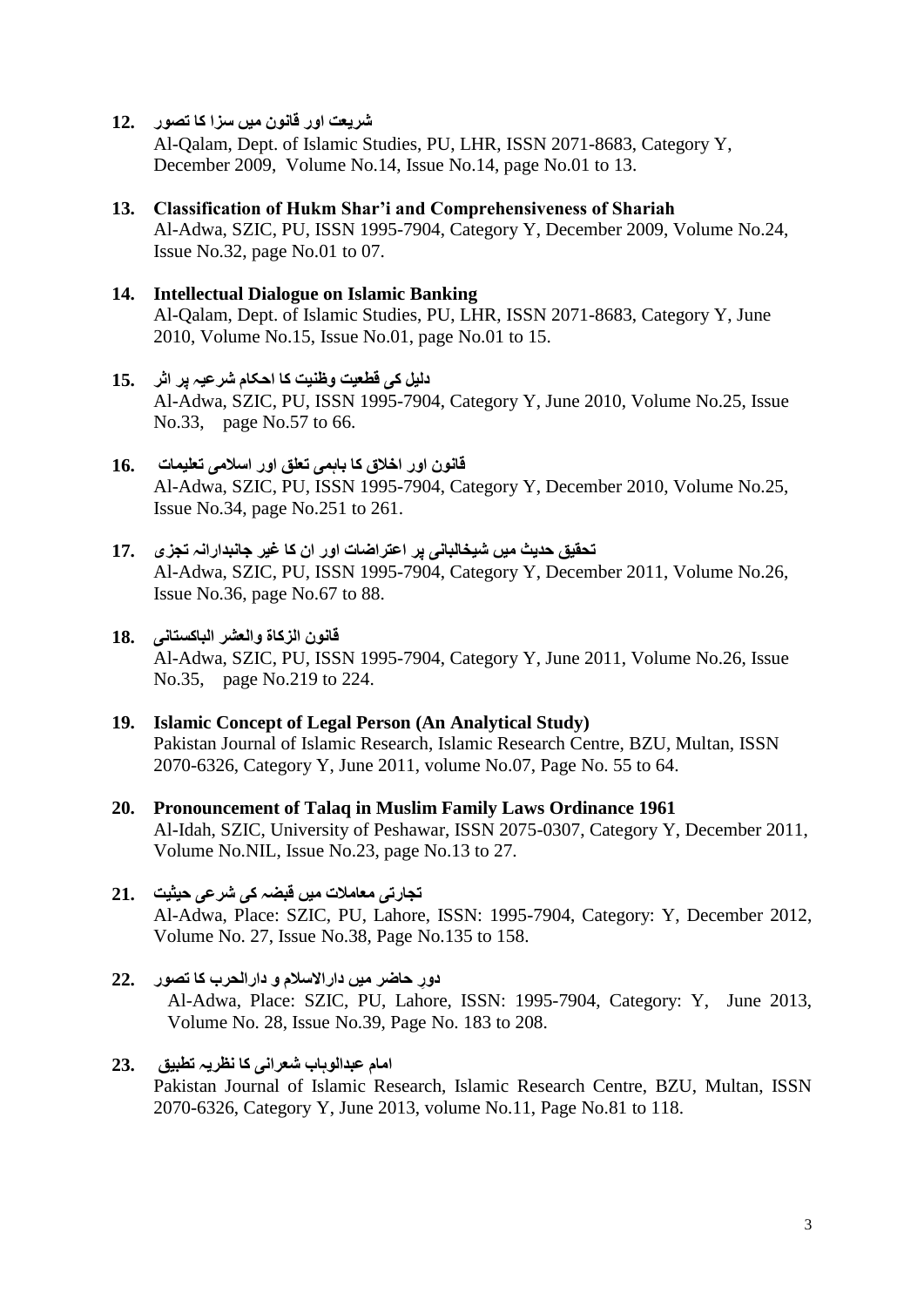12. **شریعت اور قانون میں سزا کا تصور**
Al-Qalam, Dept. of Islamic Studies, PU, LHR, ISSN 2071-8683, Category Y, December 2009, Volume No.14, Issue No.14, page No.01 to 13.

13. **Classification of Hukm Shar'i and Comprehensiveness of Shariah**
Al-Adwa, SZIC, PU, ISSN 1995-7904, Category Y, December 2009, Volume No.24, Issue No.32, page No.01 to 07.

14. **Intellectual Dialogue on Islamic Banking**
Al-Qalam, Dept. of Islamic Studies, PU, LHR, ISSN 2071-8683, Category Y, June 2010, Volume No.15, Issue No.01, page No.01 to 15.

15. **دلیل کی قطعیت وظنیت کا احکام شرعیہ پر اثر**
Al-Adwa, SZIC, PU, ISSN 1995-7904, Category Y, June 2010, Volume No.25, Issue No.33, page No.57 to 66.

16. **قانون اور اخلاق کا باہمی تعلق اور اسلامی تعلیمات**
Al-Adwa, SZIC, PU, ISSN 1995-7904, Category Y, December 2010, Volume No.25, Issue No.34, page No.251 to 261.

17. **تحقیق حدیث میں شیخالبانی پر اعتراضات اور ان کا غیر جانبدارانہ تجزی**
Al-Adwa, SZIC, PU, ISSN 1995-7904, Category Y, December 2011, Volume No.26, Issue No.36, page No.67 to 88.

18. **قانون الزکاۃ والعشر الباکستانی**
Al-Adwa, SZIC, PU, ISSN 1995-7904, Category Y, June 2011, Volume No.26, Issue No.35, page No.219 to 224.

19. **Islamic Concept of Legal Person (An Analytical Study)**
Pakistan Journal of Islamic Research, Islamic Research Centre, BZU, Multan, ISSN 2070-6326, Category Y, June 2011, volume No.07, Page No. 55 to 64.

20. **Pronouncement of Talaq in Muslim Family Laws Ordinance 1961**
Al-Idah, SZIC, University of Peshawar, ISSN 2075-0307, Category Y, December 2011, Volume No.NIL, Issue No.23, page No.13 to 27.

21. **تجارتی معاملات میں قبضہ کی شرعی حیثیت**
Al-Adwa, Place: SZIC, PU, Lahore, ISSN: 1995-7904, Category: Y, December 2012, Volume No. 27, Issue No.38, Page No.135 to 158.

22. **دور حاضر میں دارالاسلام و دارالحرب کا تصور**
Al-Adwa, Place: SZIC, PU, Lahore, ISSN: 1995-7904, Category: Y, June 2013, Volume No. 28, Issue No.39, Page No. 183 to 208.

23. **امام عبدالوہاب شعرانی کا نظریہ تطبیق**
Pakistan Journal of Islamic Research, Islamic Research Centre, BZU, Multan, ISSN 2070-6326, Category Y, June 2013, volume No.11, Page No.81 to 118.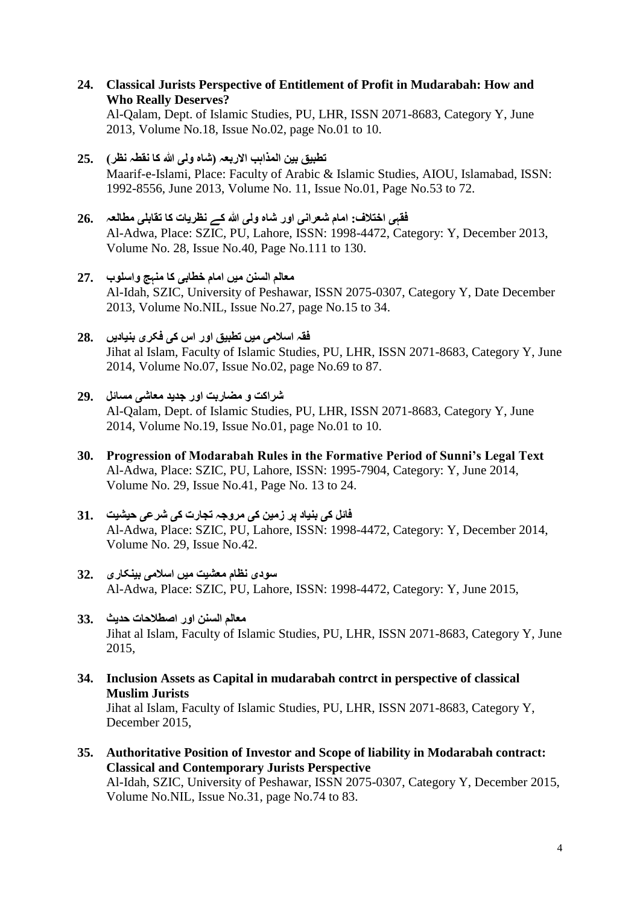24. **Classical Jurists Perspective of Entitlement of Profit in Mudarabah: How and Who Really Deserves?**
    Al-Qalam, Dept. of Islamic Studies, PU, LHR, ISSN 2071-8683, Category Y, June 2013, Volume No.18, Issue No.02, page No.01 to 10.

25. **تطبیق بین المذاہب الاربعہ (شاہ ولی اللہ کا نقطہ نظر)**
    Maarif-e-Islami, Place: Faculty of Arabic & Islamic Studies, AIOU, Islamabad, ISSN: 1992-8556, June 2013, Volume No. 11, Issue No.01, Page No.53 to 72.

26. **فقہی اختلاف: امام شعرانی اور شاہ ولی اللہ کے نظریات کا تقابلی مطالعہ**
    Al-Adwa, Place: SZIC, PU, Lahore, ISSN: 1998-4472, Category: Y, December 2013, Volume No. 28, Issue No.40, Page No.111 to 130.

27. **معالم السنن میں امام خطابی کا منہج واسلوب**
    Al-Idah, SZIC, University of Peshawar, ISSN 2075-0307, Category Y, Date December 2013, Volume No.NIL, Issue No.27, page No.15 to 34.

28. **فقہ اسلامی میں تطبیق اور اس کی فکری بنیادیں**
    Jihat al Islam, Faculty of Islamic Studies, PU, LHR, ISSN 2071-8683, Category Y, June 2014, Volume No.07, Issue No.02, page No.69 to 87.

29. **شراکت و مضاربت اور جدید معاشی مسائل**
    Al-Qalam, Dept. of Islamic Studies, PU, LHR, ISSN 2071-8683, Category Y, June 2014, Volume No.19, Issue No.01, page No.01 to 10.

30. **Progression of Modarabah Rules in the Formative Period of Sunni's Legal Text**
    Al-Adwa, Place: SZIC, PU, Lahore, ISSN: 1995-7904, Category: Y, June 2014, Volume No. 29, Issue No.41, Page No. 13 to 24.

31. **فائل کی بنیاد پر زمین کی مروجہ تجارت کی شرعی حیثیت**
    Al-Adwa, Place: SZIC, PU, Lahore, ISSN: 1998-4472, Category: Y, December 2014, Volume No. 29, Issue No.42.

32. **سودی نظام معشیت میں اسلامی بینکاری**
    Al-Adwa, Place: SZIC, PU, Lahore, ISSN: 1998-4472, Category: Y, June 2015,

33. **معالم السنن اور اصطلاحات حدیث**
    Jihat al Islam, Faculty of Islamic Studies, PU, LHR, ISSN 2071-8683, Category Y, June 2015,

34. **Inclusion Assets as Capital in mudarabah contrct in perspective of classical Muslim Jurists**
    Jihat al Islam, Faculty of Islamic Studies, PU, LHR, ISSN 2071-8683, Category Y, December 2015,

35. **Authoritative Position of Investor and Scope of liability in Modarabah contract: Classical and Contemporary Jurists Perspective**
    Al-Idah, SZIC, University of Peshawar, ISSN 2075-0307, Category Y, December 2015, Volume No.NIL, Issue No.31, page No.74 to 83.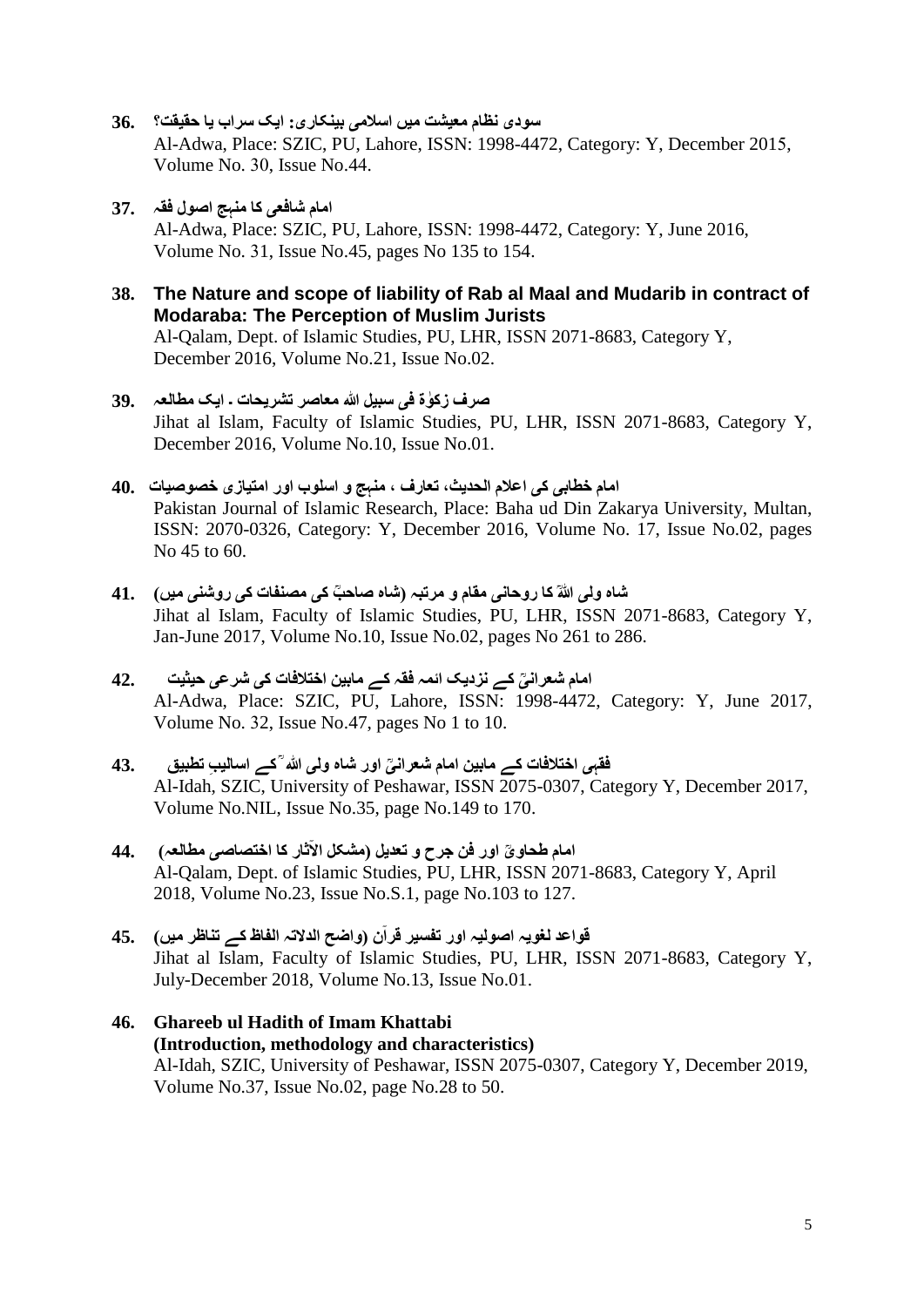36. **سودی نظام معیشت میں اسلامی بینکاری: ایک سراب یا حقیقت؟**
Al-Adwa, Place: SZIC, PU, Lahore, ISSN: 1998-4472, Category: Y, December 2015, Volume No. 30, Issue No.44.

37. **امام شافعی کا منہج اصول فقہ**
Al-Adwa, Place: SZIC, PU, Lahore, ISSN: 1998-4472, Category: Y, June 2016, Volume No. 31, Issue No.45, pages No 135 to 154.

38. **The Nature and scope of liability of Rab al Maal and Mudarib in contract of Modaraba: The Perception of Muslim Jurists**
Al-Qalam, Dept. of Islamic Studies, PU, LHR, ISSN 2071-8683, Category Y, December 2016, Volume No.21, Issue No.02.

39. **صرف زکوٰۃ فی سبیل اللہ معاصر تشریحات - ایک مطالعہ**
Jihat al Islam, Faculty of Islamic Studies, PU, LHR, ISSN 2071-8683, Category Y, December 2016, Volume No.10, Issue No.01.

40. **امام خطابی کی اعلام الحدیث، تعارف ، منہج و اسلوب اور امتیازی خصوصیات**
Pakistan Journal of Islamic Research, Place: Baha ud Din Zakarya University, Multan, ISSN: 2070-0326, Category: Y, December 2016, Volume No. 17, Issue No.02, pages No 45 to 60.

41. **شاہ ولی اللہؒ کا روحانی مقام و مرتبہ (شاہ صاحبؒ کی مصنفات کی روشنی میں)**
Jihat al Islam, Faculty of Islamic Studies, PU, LHR, ISSN 2071-8683, Category Y, Jan-June 2017, Volume No.10, Issue No.02, pages No 261 to 286.

42. **امام شعرانیؒ کے نزدیک ائمہ فقہ کے مابین اختلافات کی شرعی حیثیت**
Al-Adwa, Place: SZIC, PU, Lahore, ISSN: 1998-4472, Category: Y, June 2017, Volume No. 32, Issue No.47, pages No 1 to 10.

43. **فقہی اختلافات کے مابین امام شعرانیؒ اور شاہ ولی اللہؒ کے اسالیبِ تطبیق**
Al-Idah, SZIC, University of Peshawar, ISSN 2075-0307, Category Y, December 2017, Volume No.NIL, Issue No.35, page No.149 to 170.

44. **امام طحاویؒ اور فن جرح و تعدیل (مشکل الآثار کا اختصاصی مطالعہ)**
Al-Qalam, Dept. of Islamic Studies, PU, LHR, ISSN 2071-8683, Category Y, April 2018, Volume No.23, Issue No.S.1, page No.103 to 127.

45. **قواعد لغویہ اصولیہ اور تفسیر قرآن (واضح الدلالۃ الفاظ کے تناظر میں)**
Jihat al Islam, Faculty of Islamic Studies, PU, LHR, ISSN 2071-8683, Category Y, July-December 2018, Volume No.13, Issue No.01.

46. **Ghareeb ul Hadith of Imam Khattabi (Introduction, methodology and characteristics)**
Al-Idah, SZIC, University of Peshawar, ISSN 2075-0307, Category Y, December 2019, Volume No.37, Issue No.02, page No.28 to 50.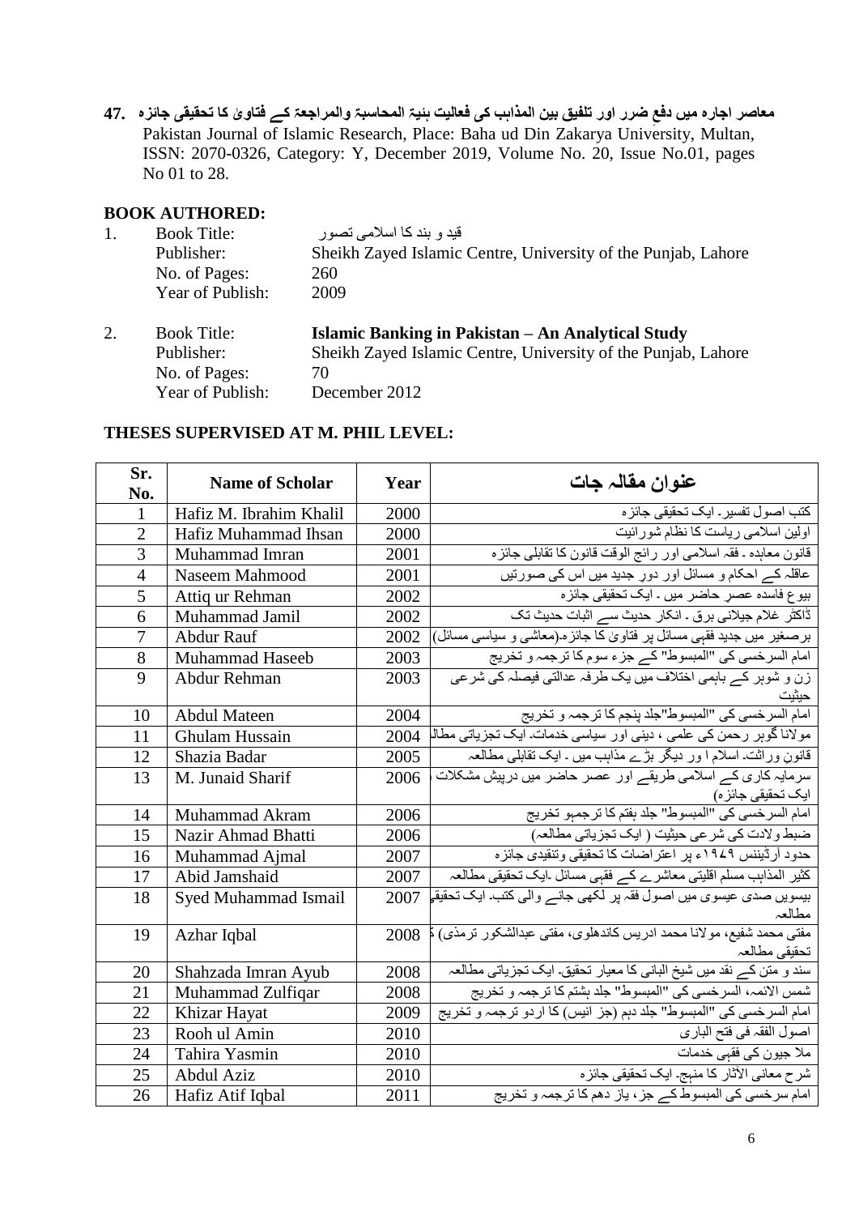47. **معاصر اجارہ میں دفع ضرر اور تلفیق بین المذاہب کی فعالیت ہئیۃ المحاسبۃ والمراجعۃ کے فتاویٰ کا تحقیقی جائزہ**
Pakistan Journal of Islamic Research, Place: Baha ud Din Zakarya University, Multan, ISSN: 2070-0326, Category: Y, December 2019, Volume No. 20, Issue No.01, pages No 01 to 28.

## BOOK AUTHORED:

1. Book Title: قید و بند کا اسلامی تصور
   Publisher: Sheikh Zayed Islamic Centre, University of the Punjab, Lahore
   No. of Pages: 260
   Year of Publish: 2009

2. Book Title: **Islamic Banking in Pakistan – An Analytical Study**
   Publisher: Sheikh Zayed Islamic Centre, University of the Punjab, Lahore
   No. of Pages: 70
   Year of Publish: December 2012

## THESES SUPERVISED AT M. PHIL LEVEL:

| Sr. No. | Name of Scholar | Year | عنوان مقالہ جات |
|---|---|---|---|
| 1 | Hafiz M. Ibrahim Khalil | 2000 | کتب اصول تفسیر۔ ایک تحقیقی جائزہ |
| 2 | Hafiz Muhammad Ihsan | 2000 | اولین اسلامی ریاست کا نظام شورائیت |
| 3 | Muhammad Imran | 2001 | قانون معاہدہ ۔ فقہ اسلامی اور رائج الوقت قانون کا تقابلی جائزہ |
| 4 | Naseem Mahmood | 2001 | عاقلہ کے احکام و مسائل اور دور جدید میں اس کی صورتیں |
| 5 | Attiq ur Rehman | 2002 | بیوع فاسدہ عصر حاضر میں ۔ ایک تحقیقی جائزہ |
| 6 | Muhammad Jamil | 2002 | ڈاکٹر غلام جیلانی برق ۔ انکار حدیث سے اثبات حدیث تک |
| 7 | Abdur Rauf | 2002 | برصغیر میں جدید فقہی مسائل پر فتاویٰ کا جائزہ۔(معاشی و سیاسی مسائل) |
| 8 | Muhammad Haseeb | 2003 | امام السرخسی کی "المبسوط" کے جزء سوم کا ترجمہ و تخریج |
| 9 | Abdur Rehman | 2003 | زن و شوہر کے باہمی اختلاف میں یک طرفہ عدالتی فیصلہ کی شرعی حیثیت |
| 10 | Abdul Mateen | 2004 | امام السرخسی کی "المبسوط"جلد پنجم کا ترجمہ و تخریج |
| 11 | Ghulam Hussain | 2004 | مولانا گوہر رحمن کی علمی ، دینی اور سیاسی خدمات۔ ایک تجزیاتی مطال |
| 12 | Shazia Badar | 2005 | قانون وراثت۔ اسلام ا ور دیگر بڑے مذاہب میں ۔ ایک تقابلی مطالعہ |
| 13 | M. Junaid Sharif | 2006 | سرمایہ کاری کے اسلامی طریقے اور عصر حاضر میں درپیش مشکلات ایک تحقیقی جائزہ) |
| 14 | Muhammad Akram | 2006 | امام السرخسی کی "المبسوط" جلد ہفتم کا ترجمہو تخریج |
| 15 | Nazir Ahmad Bhatti | 2006 | ضبط ولادت کی شرعی حیثیت ( ایک تجزیاتی مطالعہ) |
| 16 | Muhammad Ajmal | 2007 | حدود آرڈیننس ۱۹۷۹ء پر اعتراضات کا تحقیقی وتنقیدی جائزہ |
| 17 | Abid Jamshaid | 2007 | کثیر المذاہب مسلم اقلیتی معاشرے کے فقہی مسائل ۔ایک تحقیقی مطالعہ |
| 18 | Syed Muhammad Ismail | 2007 | بیسویں صدی عیسوی میں اصول فقہ پر لکھی جانے والی کتب۔ ایک تحقیقی مطالعہ |
| 19 | Azhar Iqbal | 2008 | مفتی محمد شفیع، مولانا محمد ادریس کاندھلوی، مفتی عبدالشکور ترمذی) کا تحقیقی مطالعہ |
| 20 | Shahzada Imran Ayub | 2008 | سند و متن کے نقد میں شیخ البانی کا معیار تحقیق۔ ایک تجزیاتی مطالعہ |
| 21 | Muhammad Zulfiqar | 2008 | شمس الائمہ السرخسی کی "المبسوط" جلد ہشتم کا ترجمہ و تخریج |
| 22 | Khizar Hayat | 2009 | امام السرخسی کی "المبسوط" جلد دہم (جز انیس) کا اردو ترجمہ و تخریج |
| 23 | Rooh ul Amin | 2010 | اصول الفقہ فی فتح الباری |
| 24 | Tahira Yasmin | 2010 | ملا جیون کی فقہی خدمات |
| 25 | Abdul Aziz | 2010 | شرح معانی الآثار کا منہج۔ ایک تحقیقی جائزہ |
| 26 | Hafiz Atif Iqbal | 2011 | امام سرخسی کی المبسوط کے جز ، یاز دھم کا ترجمہ و تخریج |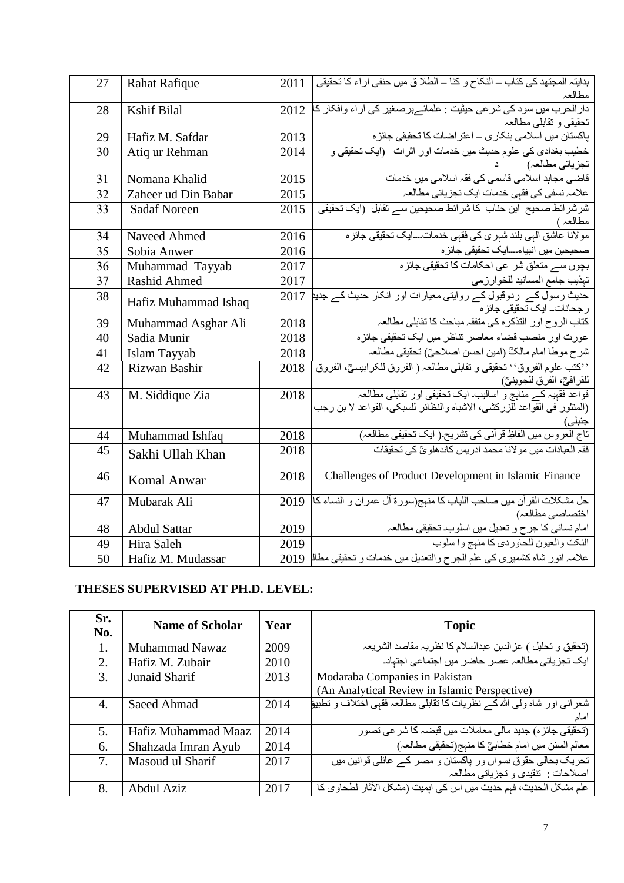| 27 | Rahat Rafique | 2011 | بدایۃ المجتہد کی کتاب – النکاح و کتا – الطلا ق میں حنفی آراء کا تحقیقی مطالعہ |
|---|---|---|---|
| 28 | Kshif Bilal | 2012 | دارالحرب میں سود کی شرعی حیثیت : علمائےبرصغیر کی آراء وافکار کا تحقیقی و تقابلی مطالعہ |
| 29 | Hafiz M. Safdar | 2013 | پاکستان میں اسلامی بنکاری – اعتراضات کا تحقیقی جائزہ |
| 30 | Atiq ur Rehman | 2014 | خطیب بغدادی کی علوم حدیث میں خدمات اور اثرات (ایک تحقیقی و تجزیاتی مطالعہ) د |
| 31 | Nomana Khalid | 2015 | قاضی مجاہد اسلامی قاسمی کی فقہ اسلامی میں خدمات |
| 32 | Zaheer ud Din Babar | 2015 | علامہ نسفی کی فقہی خدمات ایک تجزیاتی مطالعہ |
| 33 | Sadaf Noreen | 2015 | شرشرائط صحیح ابن حبان کا شرائط صحیحین سے تقابل (ایک تحقیقی مطالعہ ) |
| 34 | Naveed Ahmed | 2016 | مولانا عاشق الہی بلند شہری کی فقہی خدمات۔۔۔ایک تحقیقی جائزہ |
| 35 | Sobia Anwer | 2016 | صحیحین میں انبیاء۔۔۔ایک تحقیقی جائزہ |
| 36 | Muhammad Tayyab | 2017 | بچوں سے متعلق شر عی احکامات کا تحقیقی جائزہ |
| 37 | Rashid Ahmed | 2017 | تہذیب جامع المسانید للخوارزمی |
| 38 | Hafiz Muhammad Ishaq | 2017 | حدیث رسول کے ردوقبول کے روایتی معیارات اور انکار حدیث کے جدید رجحانات۔ ایک تحقیقی جائزہ |
| 39 | Muhammad Asghar Ali | 2018 | کتاب الروح اور التذکرہ کی متفقہ مباحث کا تقابلی مطالعہ |
| 40 | Sadia Munir | 2018 | عورت اور منصب قضاء معاصر تناظر میں ایک تحقیقی جائزہ |
| 41 | Islam Tayyab | 2018 | شرح موطا امام مالکؒ (امین احسن اصلاحیؒ) تحقیقی مطالعہ |
| 42 | Rizwan Bashir | 2018 | ''کتب علوم الفروق'' تحقیقی و تقابلی مطالعہ ( الفروق للکرابیسیؒ، الفروق للقرافیؒ، الفرق للجوینیؒ) |
| 43 | M. Siddique Zia | 2018 | قواعد فقہیہ کے منابع و اسالیب۔ ایک تحقیقی اور تقابلی مطالعہ (المنثور فی القواعد للزرکشی، الاشباہ والنظائر للسبکی، القواعد لا بن رجب جنبلی) |
| 44 | Muhammad Ishfaq | 2018 | تاج العروس میں الفاظِ قرآنی کی تشریح۔( ایک تحقیقی مطالعہ) |
| 45 | Sakhi Ullah Khan | 2018 | فقہ العبادات میں مولانا محمد ادریس کاندھلویؒ کی تحقیقات |
| 46 | Komal Anwar | 2018 | Challenges of Product Development in Islamic Finance |
| 47 | Mubarak Ali | 2019 | حل مشکلات القرآن میں صاحب اللباب کا منہج(سورۃ آل عمران و النساء کا اختصاصی مطالعہ) |
| 48 | Abdul Sattar | 2019 | امام نسائی کا جرح و تعدیل میں اسلوب۔ تحقیقی مطالعہ |
| 49 | Hira Saleh | 2019 | النکت والعیون للماوردی کا منہج وا سلوب |
| 50 | Hafiz M. Mudassar | 2019 | علامہ انور شاہ کشمیری کی علم الجرح والتعدیل میں خدمات و تحقیقی مطال |

## THESES SUPERVISED AT PH.D. LEVEL:

| Sr. No. | Name of Scholar | Year | Topic |
|---|---|---|---|
| 1. | Muhammad Nawaz | 2009 | (تحقیق و تحلیل ) عزالدین عبدالسلام کا نظریہ مقاصد الشریعہ |
| 2. | Hafiz M. Zubair | 2010 | ایک تجزیاتی مطالعہ عصر حاضر میں اجتماعی اجتہاد۔ |
| 3. | Junaid Sharif | 2013 | Modaraba Companies in Pakistan (An Analytical Review in Islamic Perspective) |
| 4. | Saeed Ahmad | 2014 | شعرانی اور شاہ ولی اللہ کے نظریات کا تقابلی مطالعہ فقہی اختلاف و تطبیق امام |
| 5. | Hafiz Muhammad Maaz | 2014 | (تحقیقی جائزہ) جدید مالی معاملات میں قبضہ کا شرعی تصور |
| 6. | Shahzada Imran Ayub | 2014 | معالم السنن میں امام خطابیؒ کا منہج(تحقیقی مطالعہ) |
| 7. | Masoud ul Sharif | 2017 | تحریک بحالی حقوق نسواں ور پاکستان و مصر کے عائلی قوانین میں اصلاحات : تنقیدی و تجزیاتی مطالعہ |
| 8. | Abdul Aziz | 2017 | علم مشکل الحدیث، فہم حدیث میں اس کی اہمیت (مشکل الآثار لطحاوی کا |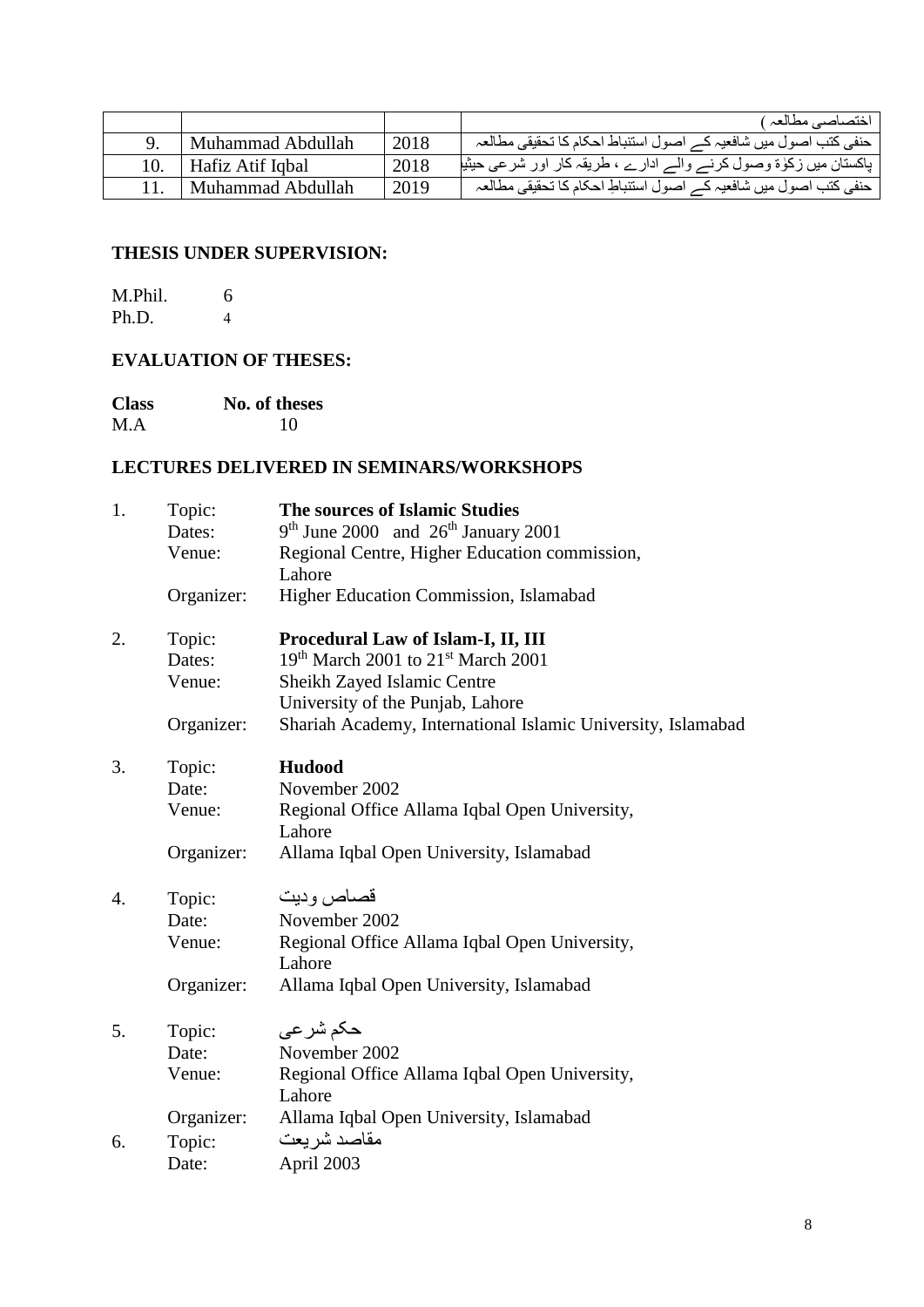| | | | |
|---|---|---|---|
| | | | اختصاصی مطالعہ ) |
| 9. | Muhammad Abdullah | 2018 | حنفی کتب اصول میں شافعیہ کے اصول استنباط احکام کا تحقیقی مطالعہ |
| 10. | Hafiz Atif Iqbal | 2018 | پاکستان میں زکوٰۃ وصول کرنے والے ادارے ، طریقہ کار اور شرعی حیثیت |
| 11. | Muhammad Abdullah | 2019 | حنفی کتب اصول میں شافعیہ کے اصول استنباطِ احکام کا تحقیقی مطالعہ |

**THESIS UNDER SUPERVISION:**

M.Phil. 6
Ph.D. 4

**EVALUATION OF THESES:**

| **Class** | **No. of theses** |
|---|---|
| M.A | 10 |

**LECTURES DELIVERED IN SEMINARS/WORKSHOPS**

1. Topic: **The sources of Islamic Studies**
   Dates: 9th June 2000 and 26th January 2001
   Venue: Regional Centre, Higher Education commission, Lahore
   Organizer: Higher Education Commission, Islamabad

2. Topic: **Procedural Law of Islam-I, II, III**
   Dates: 19th March 2001 to 21st March 2001
   Venue: Sheikh Zayed Islamic Centre
   University of the Punjab, Lahore
   Organizer: Shariah Academy, International Islamic University, Islamabad

3. Topic: **Hudood**
   Date: November 2002
   Venue: Regional Office Allama Iqbal Open University, Lahore
   Organizer: Allama Iqbal Open University, Islamabad

4. Topic: قصاص ودیت
   Date: November 2002
   Venue: Regional Office Allama Iqbal Open University, Lahore
   Organizer: Allama Iqbal Open University, Islamabad

5. Topic: حکم شرعی
   Date: November 2002
   Venue: Regional Office Allama Iqbal Open University, Lahore
   Organizer: Allama Iqbal Open University, Islamabad

6. Topic: مقاصد شریعت
   Date: April 2003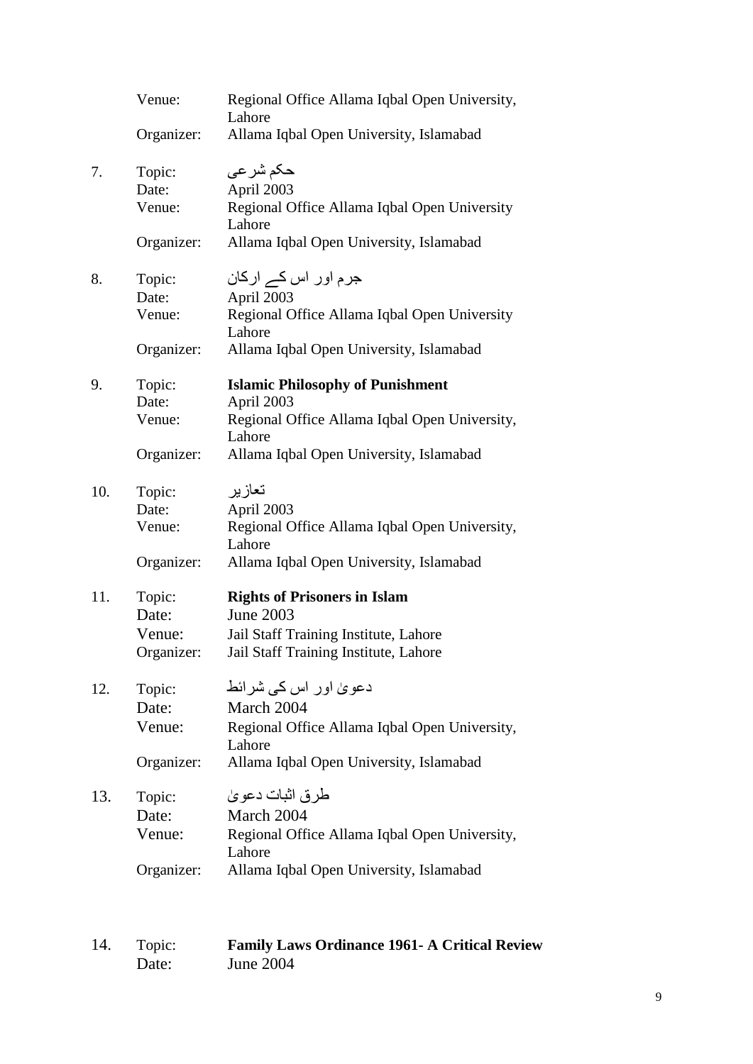Venue: Regional Office Allama Iqbal Open University, Lahore
Organizer: Allama Iqbal Open University, Islamabad

7. Topic: حکم شرعی
   Date: April 2003
   Venue: Regional Office Allama Iqbal Open University Lahore
   Organizer: Allama Iqbal Open University, Islamabad

8. Topic: جرم اور اس کے ارکان
   Date: April 2003
   Venue: Regional Office Allama Iqbal Open University Lahore
   Organizer: Allama Iqbal Open University, Islamabad

9. Topic: **Islamic Philosophy of Punishment**
   Date: April 2003
   Venue: Regional Office Allama Iqbal Open University, Lahore
   Organizer: Allama Iqbal Open University, Islamabad

10. Topic: تعازیر
    Date: April 2003
    Venue: Regional Office Allama Iqbal Open University, Lahore
    Organizer: Allama Iqbal Open University, Islamabad

11. Topic: **Rights of Prisoners in Islam**
    Date: June 2003
    Venue: Jail Staff Training Institute, Lahore
    Organizer: Jail Staff Training Institute, Lahore

12. Topic: دعویٰ اور اس کی شرائط
    Date: March 2004
    Venue: Regional Office Allama Iqbal Open University, Lahore
    Organizer: Allama Iqbal Open University, Islamabad

13. Topic: طرق اثبات دعویٰ
    Date: March 2004
    Venue: Regional Office Allama Iqbal Open University, Lahore
    Organizer: Allama Iqbal Open University, Islamabad

14. Topic: **Family Laws Ordinance 1961- A Critical Review**
    Date: June 2004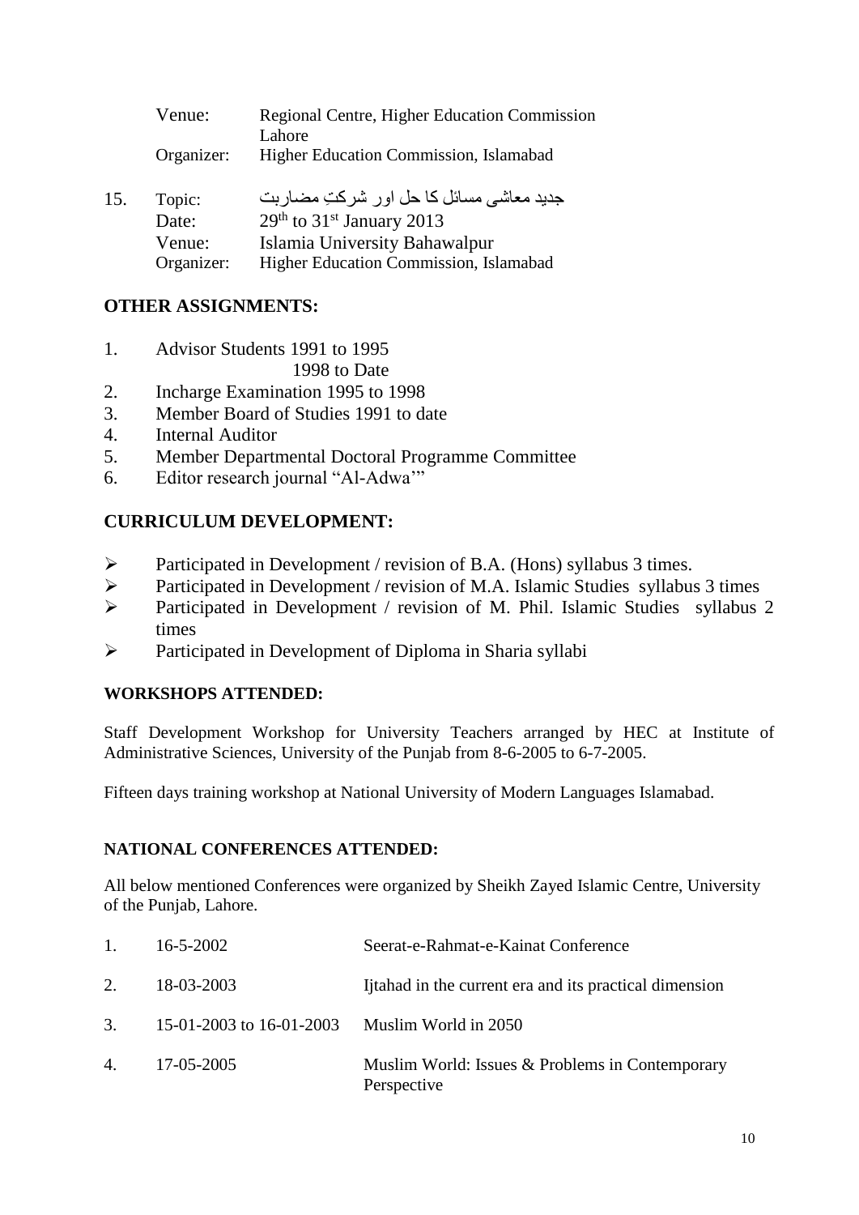| | | |
|---|---|---|
| | Venue: | Regional Centre, Higher Education Commission Lahore |
| | Organizer: | Higher Education Commission, Islamabad |
| 15. | Topic: | جدید معاشی مسائل کا حل اور شرکتِ مضاربت |
| | Date: | 29th to 31st January 2013 |
| | Venue: | Islamia University Bahawalpur |
| | Organizer: | Higher Education Commission, Islamabad |

## OTHER ASSIGNMENTS:

1. Advisor Students 1991 to 1995
   1998 to Date
2. Incharge Examination 1995 to 1998
3. Member Board of Studies 1991 to date
4. Internal Auditor
5. Member Departmental Doctoral Programme Committee
6. Editor research journal "Al-Adwa'"

## CURRICULUM DEVELOPMENT:

- Participated in Development / revision of B.A. (Hons) syllabus 3 times.
- Participated in Development / revision of M.A. Islamic Studies syllabus 3 times
- Participated in Development / revision of M. Phil. Islamic Studies syllabus 2 times
- Participated in Development of Diploma in Sharia syllabi

### WORKSHOPS ATTENDED:

Staff Development Workshop for University Teachers arranged by HEC at Institute of Administrative Sciences, University of the Punjab from 8-6-2005 to 6-7-2005.

Fifteen days training workshop at National University of Modern Languages Islamabad.

### NATIONAL CONFERENCES ATTENDED:

All below mentioned Conferences were organized by Sheikh Zayed Islamic Centre, University of the Punjab, Lahore.

| | | |
|---|---|---|
| 1. | 16-5-2002 | Seerat-e-Rahmat-e-Kainat Conference |
| 2. | 18-03-2003 | Ijtahad in the current era and its practical dimension |
| 3. | 15-01-2003 to 16-01-2003 | Muslim World in 2050 |
| 4. | 17-05-2005 | Muslim World: Issues & Problems in Contemporary Perspective |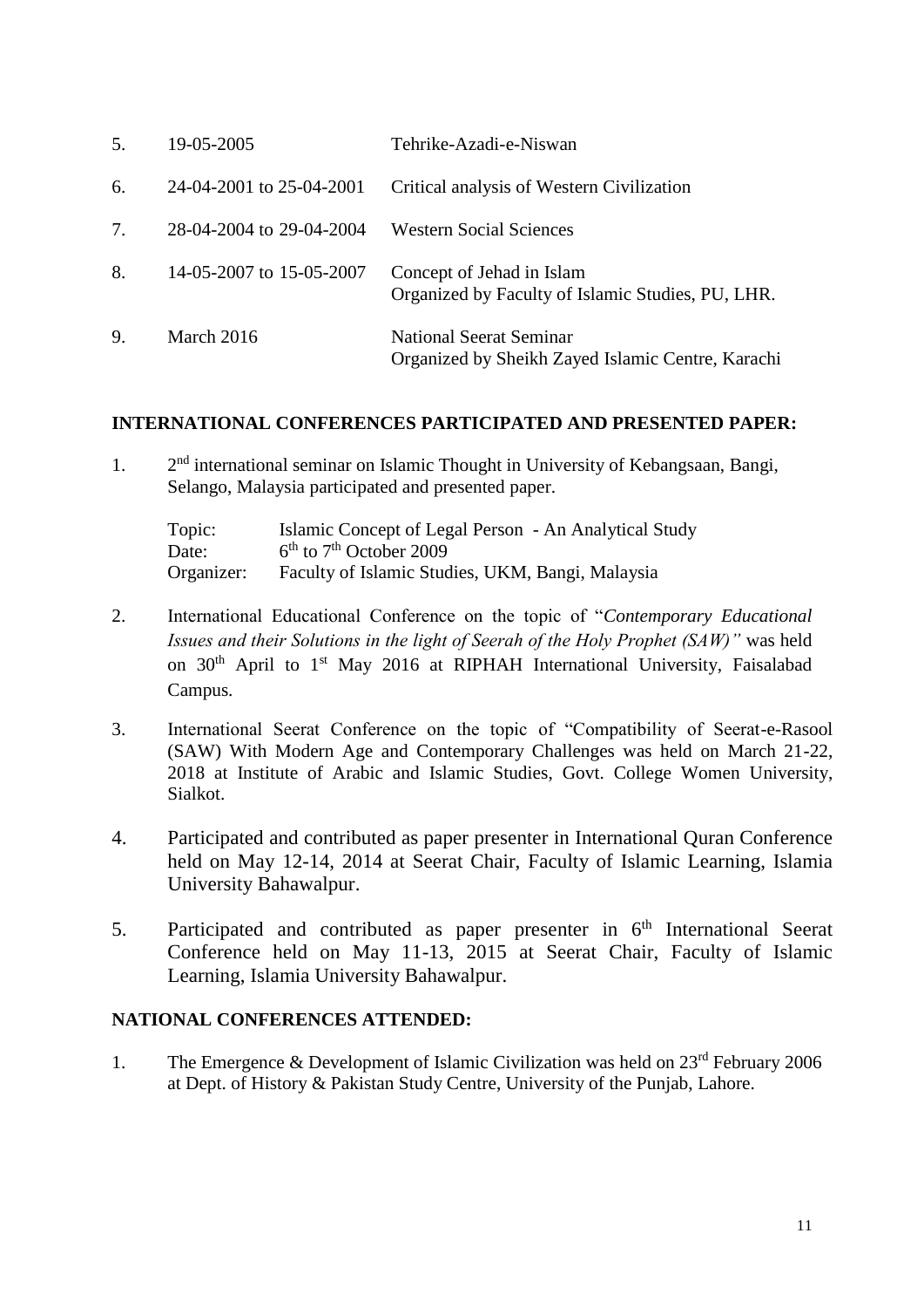| | | |
|---|---|---|
| 5. | 19-05-2005 | Tehrike-Azadi-e-Niswan |
| 6. | 24-04-2001 to 25-04-2001 | Critical analysis of Western Civilization |
| 7. | 28-04-2004 to 29-04-2004 | Western Social Sciences |
| 8. | 14-05-2007 to 15-05-2007 | Concept of Jehad in Islam<br>Organized by Faculty of Islamic Studies, PU, LHR. |
| 9. | March 2016 | National Seerat Seminar<br>Organized by Sheikh Zayed Islamic Centre, Karachi |

**INTERNATIONAL CONFERENCES PARTICIPATED AND PRESENTED PAPER:**

1. 2nd international seminar on Islamic Thought in University of Kebangsaan, Bangi, Selango, Malaysia participated and presented paper.

   Topic: Islamic Concept of Legal Person - An Analytical Study
   Date: 6th to 7th October 2009
   Organizer: Faculty of Islamic Studies, UKM, Bangi, Malaysia

2. International Educational Conference on the topic of "*Contemporary Educational Issues and their Solutions in the light of Seerah of the Holy Prophet (SAW)"* was held on 30th April to 1st May 2016 at RIPHAH International University, Faisalabad Campus.

3. International Seerat Conference on the topic of "Compatibility of Seerat-e-Rasool (SAW) With Modern Age and Contemporary Challenges was held on March 21-22, 2018 at Institute of Arabic and Islamic Studies, Govt. College Women University, Sialkot.

4. Participated and contributed as paper presenter in International Quran Conference held on May 12-14, 2014 at Seerat Chair, Faculty of Islamic Learning, Islamia University Bahawalpur.

5. Participated and contributed as paper presenter in 6th International Seerat Conference held on May 11-13, 2015 at Seerat Chair, Faculty of Islamic Learning, Islamia University Bahawalpur.

**NATIONAL CONFERENCES ATTENDED:**

1. The Emergence & Development of Islamic Civilization was held on 23rd February 2006 at Dept. of History & Pakistan Study Centre, University of the Punjab, Lahore.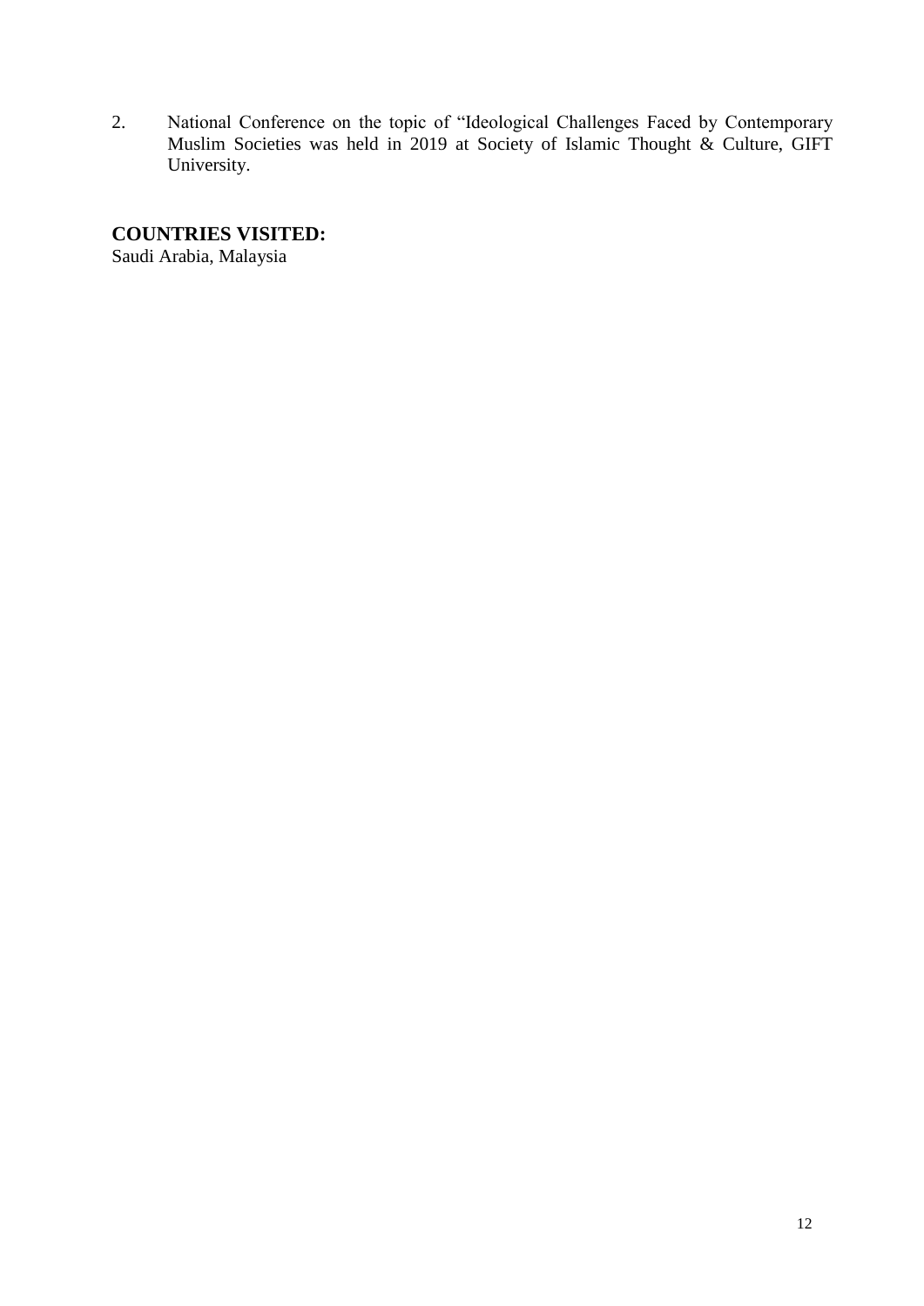2. National Conference on the topic of "Ideological Challenges Faced by Contemporary Muslim Societies was held in 2019 at Society of Islamic Thought & Culture, GIFT University.

## COUNTRIES VISITED:

Saudi Arabia, Malaysia